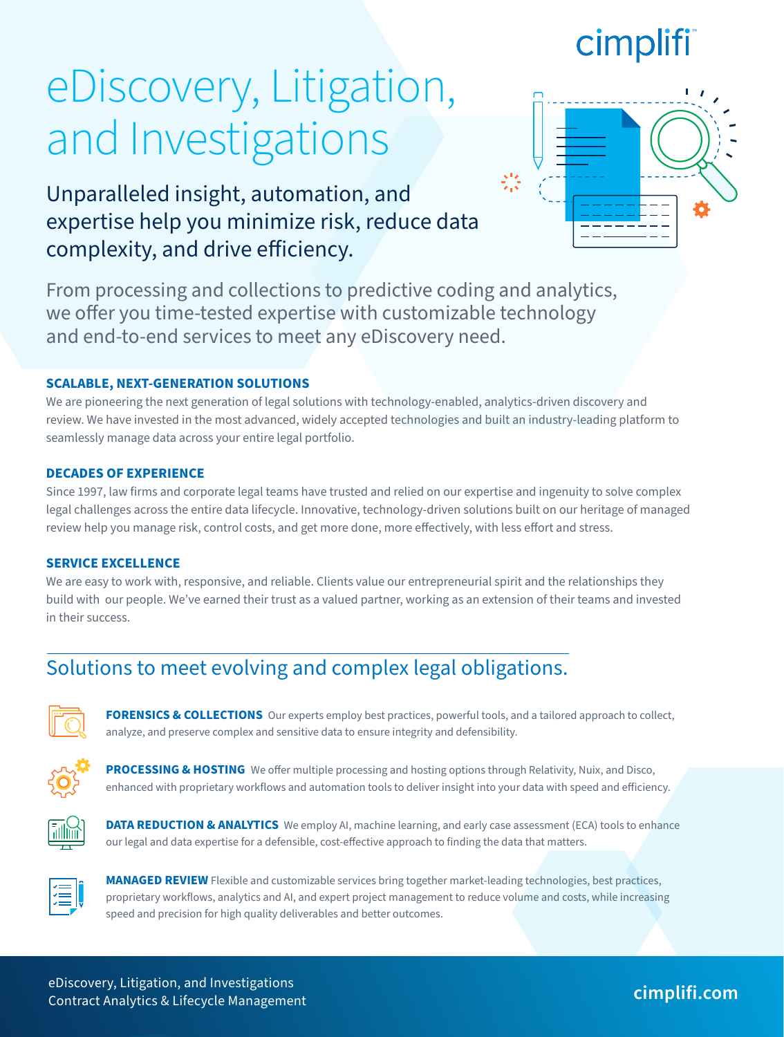cimplifi

# eDiscovery, Litigation, and Investigations

## Unparalleled insight, automation, and expertise help you minimize risk, reduce data complexity, and drive efficiency.

From processing and collections to predictive coding and analytics, we offer you time-tested expertise with customizable technology and end-to-end services to meet any eDiscovery need.

### SCALABLE, NEXT-GENERATION SOLUTIONS

We are pioneering the next generation of legal solutions with technology-enabled, analytics-driven discovery and review. We have invested in the most advanced, widely accepted technologies and built an industry-leading platform to seamlessly manage data across your entire legal portfolio.

### DECADES OF EXPERIENCE

Since 1997, law firms and corporate legal teams have trusted and relied on our expertise and ingenuity to solve complex legal challenges across the entire data lifecycle. Innovative, technology-driven solutions built on our heritage of managed review help you manage risk, control costs, and get more done, more effectively, with less effort and stress.

### SERVICE EXCELLENCE

We are easy to work with, responsive, and reliable. Clients value our entrepreneurial spirit and the relationships they build with our people. We've earned their trust as a valued partner, working as an extension of their teams and invested in their success.

## Solutions to meet evolving and complex legal obligations.

**FORENSICS & COLLECTIONS** Our experts employ best practices, powerful tools, and a tailored approach to collect, analyze, and preserve complex and sensitive data to ensure integrity and defensibility.

**PROCESSING & HOSTING** We offer multiple processing and hosting options through Relativity, Nuix, and Disco, enhanced with proprietary workflows and automation tools to deliver insight into your data with speed and efficiency.

**DATA REDUCTION & ANALYTICS** We employ AI, machine learning, and early case assessment (ECA) tools to enhance our legal and data expertise for a defensible, cost-effective approach to finding the data that matters.

**MANAGED REVIEW** Flexible and customizable services bring together market-leading technologies, best practices, proprietary workflows, analytics and AI, and expert project management to reduce volume and costs, while increasing speed and precision for high quality deliverables and better outcomes.

eDiscovery, Litigation, and Investigations
Contract Analytics & Lifecycle Management

cimplifi.com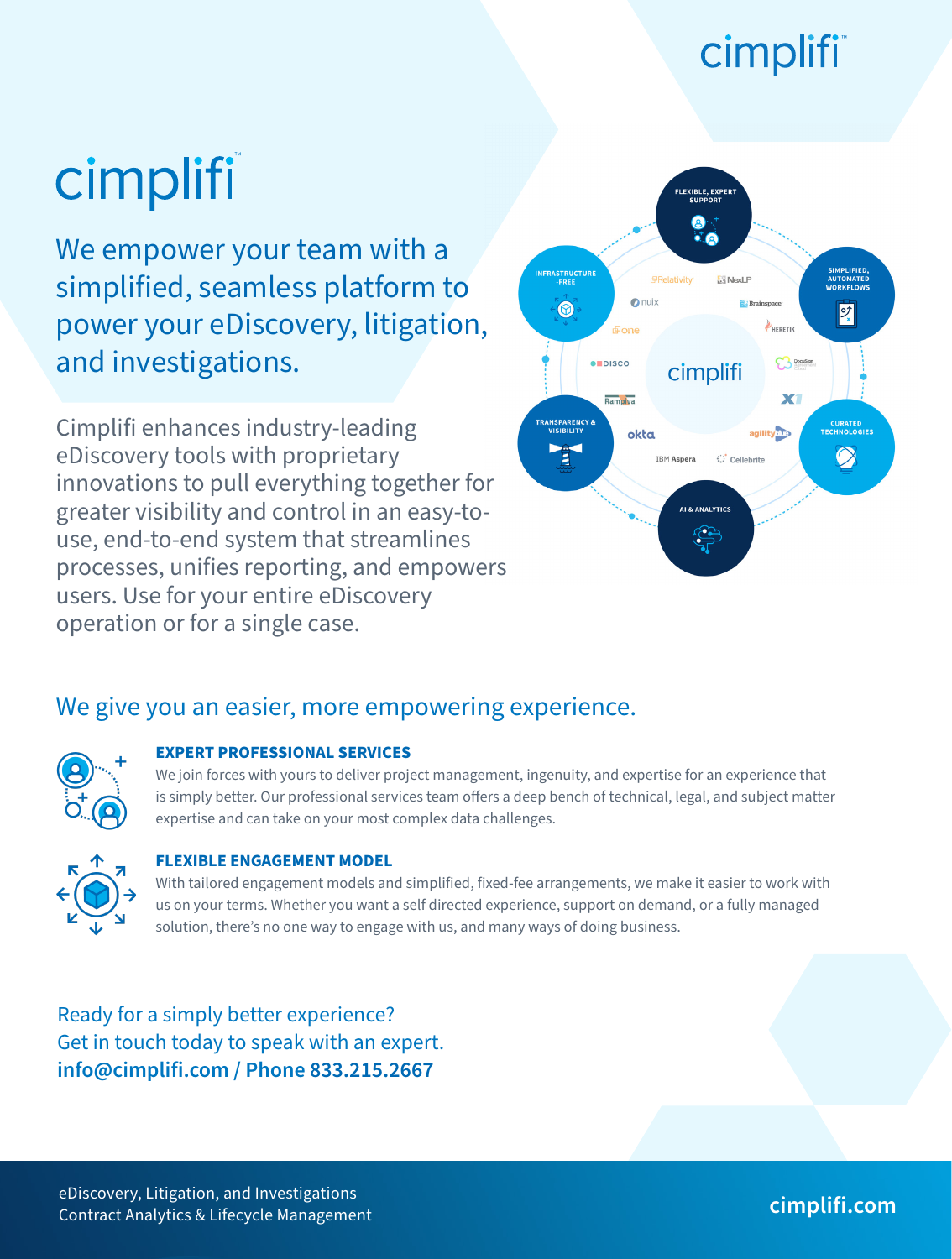# cimplifi

## We empower your team with a simplified, seamless platform to power your eDiscovery, litigation, and investigations.

Cimplifi enhances industry-leading eDiscovery tools with proprietary innovations to pull everything together for greater visibility and control in an easy-to-use, end-to-end system that streamlines processes, unifies reporting, and empowers users. Use for your entire eDiscovery operation or for a single case.

FLEXIBLE, EXPERT SUPPORT

SIMPLIFIED, AUTOMATED WORKFLOWS

CURATED TECHNOLOGIES

AI & ANALYTICS

TRANSPARENCY & VISIBILITY

INFRASTRUCTURE-FREE

cimplifi

Relativity

NexLP

nuix

Brainspace

one

HERETIK

DISCO

DocuSign

Rampiva

X1

okta

agility

IBM Aspera

Cellebrite

## We give you an easier, more empowering experience.

### EXPERT PROFESSIONAL SERVICES

We join forces with yours to deliver project management, ingenuity, and expertise for an experience that is simply better. Our professional services team offers a deep bench of technical, legal, and subject matter expertise and can take on your most complex data challenges.

### FLEXIBLE ENGAGEMENT MODEL

With tailored engagement models and simplified, fixed-fee arrangements, we make it easier to work with us on your terms. Whether you want a self directed experience, support on demand, or a fully managed solution, there's no one way to engage with us, and many ways of doing business.

Ready for a simply better experience?
Get in touch today to speak with an expert.
**info@cimplifi.com / Phone 833.215.2667**

eDiscovery, Litigation, and Investigations
Contract Analytics & Lifecycle Management

**cimplifi.com**